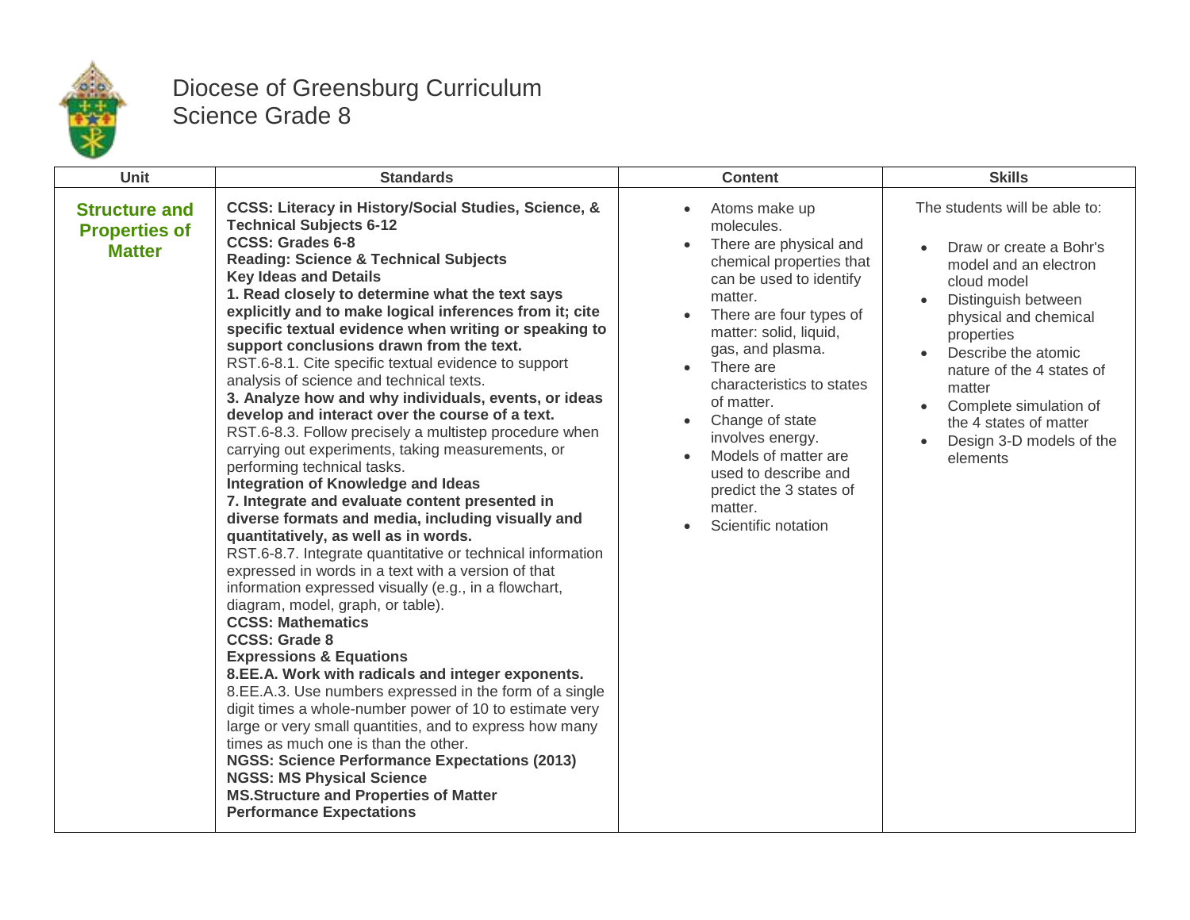# Diocese of Greensburg Curriculum
## Science Grade 8

| Unit | Standards | Content | Skills |
|---|---|---|---|
| **Structure and Properties of Matter** | **CCSS: Literacy in History/Social Studies, Science, & Technical Subjects 6-12**<br>**CCSS: Grades 6-8**<br>**Reading: Science & Technical Subjects**<br>**Key Ideas and Details**<br>**1. Read closely to determine what the text says explicitly and to make logical inferences from it; cite specific textual evidence when writing or speaking to support conclusions drawn from the text.**<br>RST.6-8.1. Cite specific textual evidence to support analysis of science and technical texts.<br>**3. Analyze how and why individuals, events, or ideas develop and interact over the course of a text.**<br>RST.6-8.3. Follow precisely a multistep procedure when carrying out experiments, taking measurements, or performing technical tasks.<br>**Integration of Knowledge and Ideas**<br>**7. Integrate and evaluate content presented in diverse formats and media, including visually and quantitatively, as well as in words.**<br>RST.6-8.7. Integrate quantitative or technical information expressed in words in a text with a version of that information expressed visually (e.g., in a flowchart, diagram, model, graph, or table).<br>**CCSS: Mathematics**<br>**CCSS: Grade 8**<br>**Expressions & Equations**<br>**8.EE.A. Work with radicals and integer exponents.**<br>8.EE.A.3. Use numbers expressed in the form of a single digit times a whole-number power of 10 to estimate very large or very small quantities, and to express how many times as much one is than the other.<br>**NGSS: Science Performance Expectations (2013)**<br>**NGSS: MS Physical Science**<br>**MS.Structure and Properties of Matter**<br>**Performance Expectations** | • Atoms make up molecules.<br>• There are physical and chemical properties that can be used to identify matter.<br>• There are four types of matter: solid, liquid, gas, and plasma.<br>• There are characteristics to states of matter.<br>• Change of state involves energy.<br>• Models of matter are used to describe and predict the 3 states of matter.<br>• Scientific notation | The students will be able to:<br>• Draw or create a Bohr's model and an electron cloud model<br>• Distinguish between physical and chemical properties<br>• Describe the atomic nature of the 4 states of matter<br>• Complete simulation of the 4 states of matter<br>• Design 3-D models of the elements |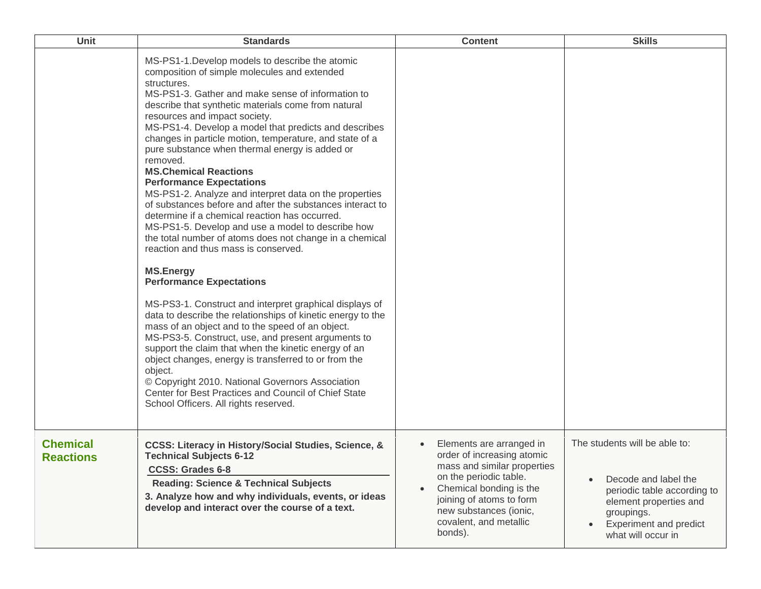| Unit | Standards | Content | Skills |
|---|---|---|---|
| | MS-PS1-1.Develop models to describe the atomic composition of simple molecules and extended structures.<br>MS-PS1-3. Gather and make sense of information to describe that synthetic materials come from natural resources and impact society.<br>MS-PS1-4. Develop a model that predicts and describes changes in particle motion, temperature, and state of a pure substance when thermal energy is added or removed.<br>**MS.Chemical Reactions**<br>**Performance Expectations**<br>MS-PS1-2. Analyze and interpret data on the properties of substances before and after the substances interact to determine if a chemical reaction has occurred.<br>MS-PS1-5. Develop and use a model to describe how the total number of atoms does not change in a chemical reaction and thus mass is conserved.<br><br>**MS.Energy**<br>**Performance Expectations**<br><br>MS-PS3-1. Construct and interpret graphical displays of data to describe the relationships of kinetic energy to the mass of an object and to the speed of an object.<br>MS-PS3-5. Construct, use, and present arguments to support the claim that when the kinetic energy of an object changes, energy is transferred to or from the object.<br>© Copyright 2010. National Governors Association Center for Best Practices and Council of Chief State School Officers. All rights reserved. | | |
| **Chemical Reactions** | **CCSS: Literacy in History/Social Studies, Science, & Technical Subjects 6-12**<br>**CCSS: Grades 6-8**<br>**Reading: Science & Technical Subjects**<br>**3. Analyze how and why individuals, events, or ideas develop and interact over the course of a text.** | • Elements are arranged in order of increasing atomic mass and similar properties on the periodic table.<br>• Chemical bonding is the joining of atoms to form new substances (ionic, covalent, and metallic bonds). | The students will be able to:<br><br>• Decode and label the periodic table according to element properties and groupings.<br>• Experiment and predict what will occur in |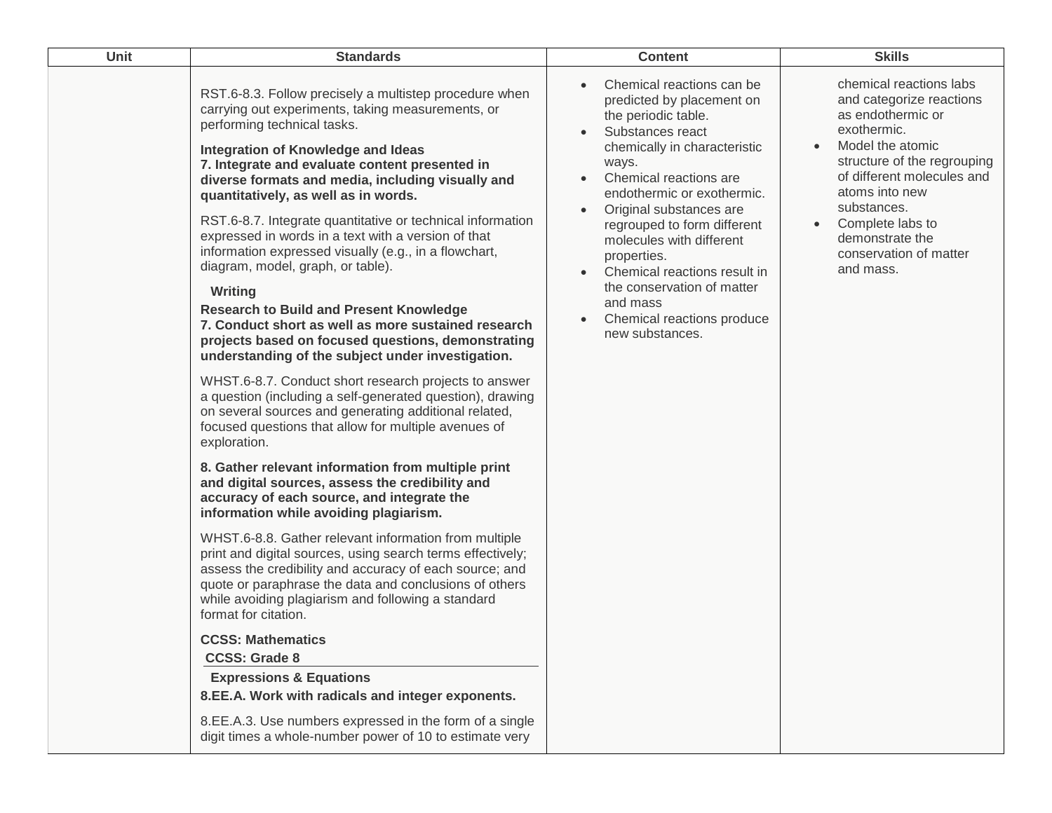| Unit | Standards | Content | Skills |
|---|---|---|---|
| | RST.6-8.3. Follow precisely a multistep procedure when carrying out experiments, taking measurements, or performing technical tasks.<br><br>**Integration of Knowledge and Ideas**<br>**7. Integrate and evaluate content presented in diverse formats and media, including visually and quantitatively, as well as in words.**<br><br>RST.6-8.7. Integrate quantitative or technical information expressed in words in a text with a version of that information expressed visually (e.g., in a flowchart, diagram, model, graph, or table).<br><br>**Writing**<br>**Research to Build and Present Knowledge**<br>**7. Conduct short as well as more sustained research projects based on focused questions, demonstrating understanding of the subject under investigation.**<br><br>WHST.6-8.7. Conduct short research projects to answer a question (including a self-generated question), drawing on several sources and generating additional related, focused questions that allow for multiple avenues of exploration.<br><br>**8. Gather relevant information from multiple print and digital sources, assess the credibility and accuracy of each source, and integrate the information while avoiding plagiarism.**<br><br>WHST.6-8.8. Gather relevant information from multiple print and digital sources, using search terms effectively; assess the credibility and accuracy of each source; and quote or paraphrase the data and conclusions of others while avoiding plagiarism and following a standard format for citation.<br><br>**CCSS: Mathematics**<br>**CCSS: Grade 8**<br>**Expressions & Equations**<br>**8.EE.A. Work with radicals and integer exponents.**<br><br>8.EE.A.3. Use numbers expressed in the form of a single digit times a whole-number power of 10 to estimate very | • Chemical reactions can be predicted by placement on the periodic table.<br>• Substances react chemically in characteristic ways.<br>• Chemical reactions are endothermic or exothermic.<br>• Original substances are regrouped to form different molecules with different properties.<br>• Chemical reactions result in the conservation of matter and mass<br>• Chemical reactions produce new substances. | chemical reactions labs and categorize reactions as endothermic or exothermic.<br>• Model the atomic structure of the regrouping of different molecules and atoms into new substances.<br>• Complete labs to demonstrate the conservation of matter and mass. |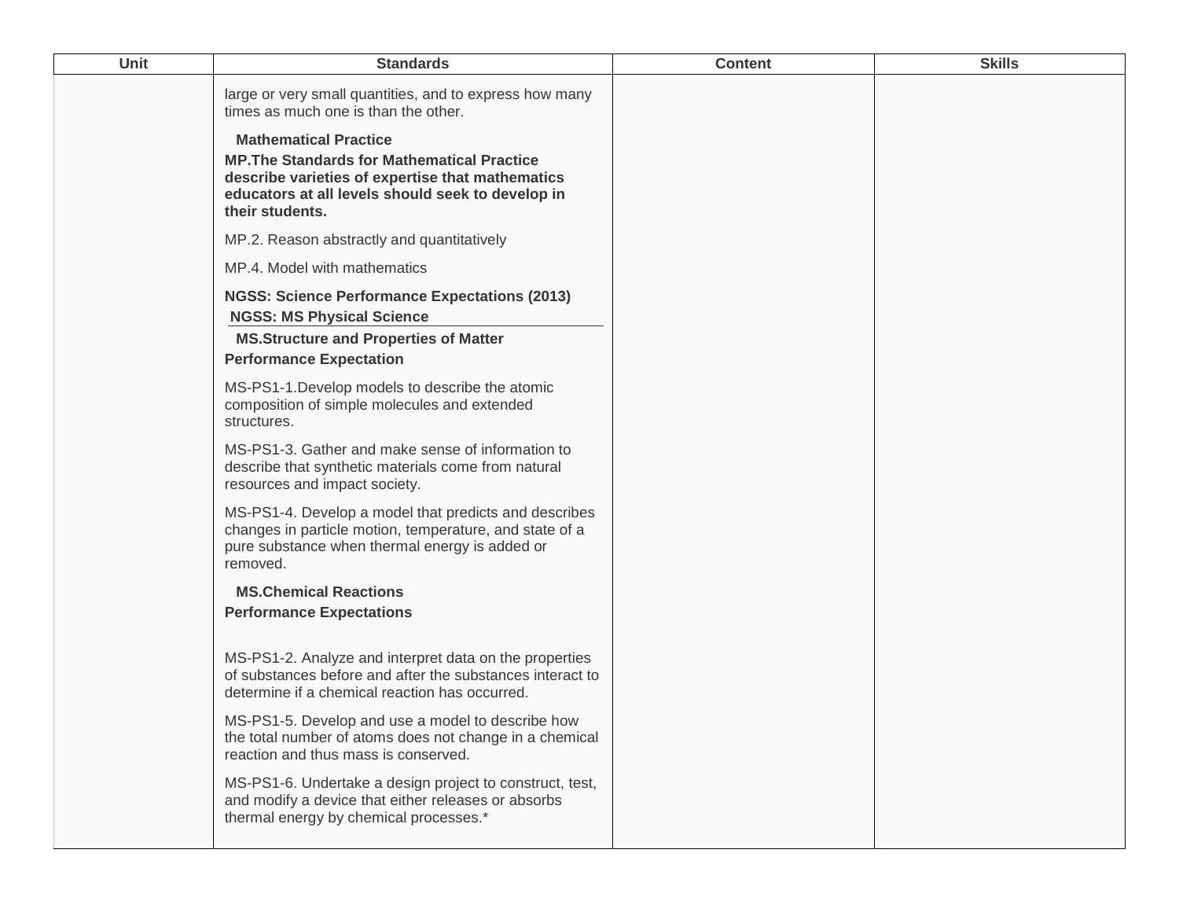| Unit | Standards | Content | Skills |
| --- | --- | --- | --- |
| | large or very small quantities, and to express how many times as much one is than the other.<br><br>**Mathematical Practice**<br>**MP.The Standards for Mathematical Practice describe varieties of expertise that mathematics educators at all levels should seek to develop in their students.**<br><br>MP.2. Reason abstractly and quantitatively<br><br>MP.4. Model with mathematics<br><br>**NGSS: Science Performance Expectations (2013)**<br>**NGSS: MS Physical Science**<br>**MS.Structure and Properties of Matter**<br>**Performance Expectation**<br><br>MS-PS1-1.Develop models to describe the atomic composition of simple molecules and extended structures.<br><br>MS-PS1-3. Gather and make sense of information to describe that synthetic materials come from natural resources and impact society.<br><br>MS-PS1-4. Develop a model that predicts and describes changes in particle motion, temperature, and state of a pure substance when thermal energy is added or removed.<br><br>**MS.Chemical Reactions**<br>**Performance Expectations**<br><br>MS-PS1-2. Analyze and interpret data on the properties of substances before and after the substances interact to determine if a chemical reaction has occurred.<br><br>MS-PS1-5. Develop and use a model to describe how the total number of atoms does not change in a chemical reaction and thus mass is conserved.<br><br>MS-PS1-6. Undertake a design project to construct, test, and modify a device that either releases or absorbs thermal energy by chemical processes.* | | |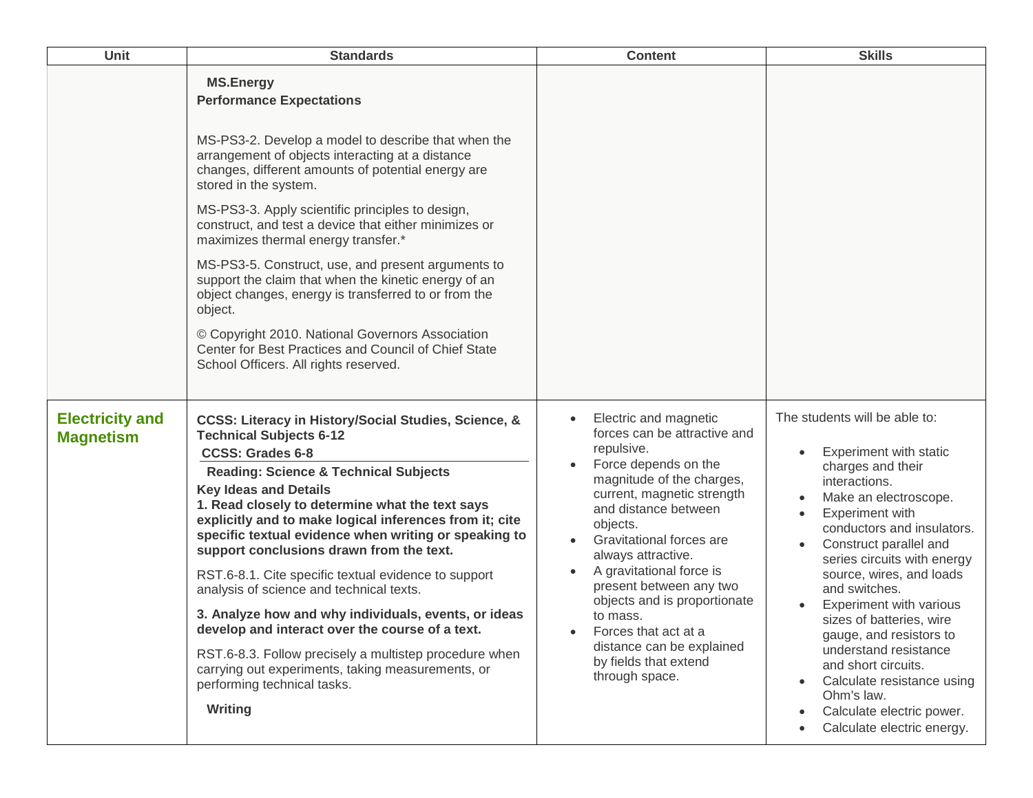| Unit | Standards | Content | Skills |
|---|---|---|---|
| | **MS.Energy**<br>**Performance Expectations**<br><br>MS-PS3-2. Develop a model to describe that when the arrangement of objects interacting at a distance changes, different amounts of potential energy are stored in the system.<br><br>MS-PS3-3. Apply scientific principles to design, construct, and test a device that either minimizes or maximizes thermal energy transfer.*<br><br>MS-PS3-5. Construct, use, and present arguments to support the claim that when the kinetic energy of an object changes, energy is transferred to or from the object.<br><br>© Copyright 2010. National Governors Association Center for Best Practices and Council of Chief State School Officers. All rights reserved. | | |
| **Electricity and Magnetism** | **CCSS: Literacy in History/Social Studies, Science, & Technical Subjects 6-12**<br>**CCSS: Grades 6-8**<br>**Reading: Science & Technical Subjects**<br>**Key Ideas and Details**<br>**1. Read closely to determine what the text says explicitly and to make logical inferences from it; cite specific textual evidence when writing or speaking to support conclusions drawn from the text.**<br><br>RST.6-8.1. Cite specific textual evidence to support analysis of science and technical texts.<br><br>**3. Analyze how and why individuals, events, or ideas develop and interact over the course of a text.**<br><br>RST.6-8.3. Follow precisely a multistep procedure when carrying out experiments, taking measurements, or performing technical tasks.<br><br>**Writing** | • Electric and magnetic forces can be attractive and repulsive.<br>• Force depends on the magnitude of the charges, current, magnetic strength and distance between objects.<br>• Gravitational forces are always attractive.<br>• A gravitational force is present between any two objects and is proportionate to mass.<br>• Forces that act at a distance can be explained by fields that extend through space. | The students will be able to:<br><br>• Experiment with static charges and their interactions.<br>• Make an electroscope.<br>• Experiment with conductors and insulators.<br>• Construct parallel and series circuits with energy source, wires, and loads and switches.<br>• Experiment with various sizes of batteries, wire gauge, and resistors to understand resistance and short circuits.<br>• Calculate resistance using Ohm's law.<br>• Calculate electric power.<br>• Calculate electric energy. |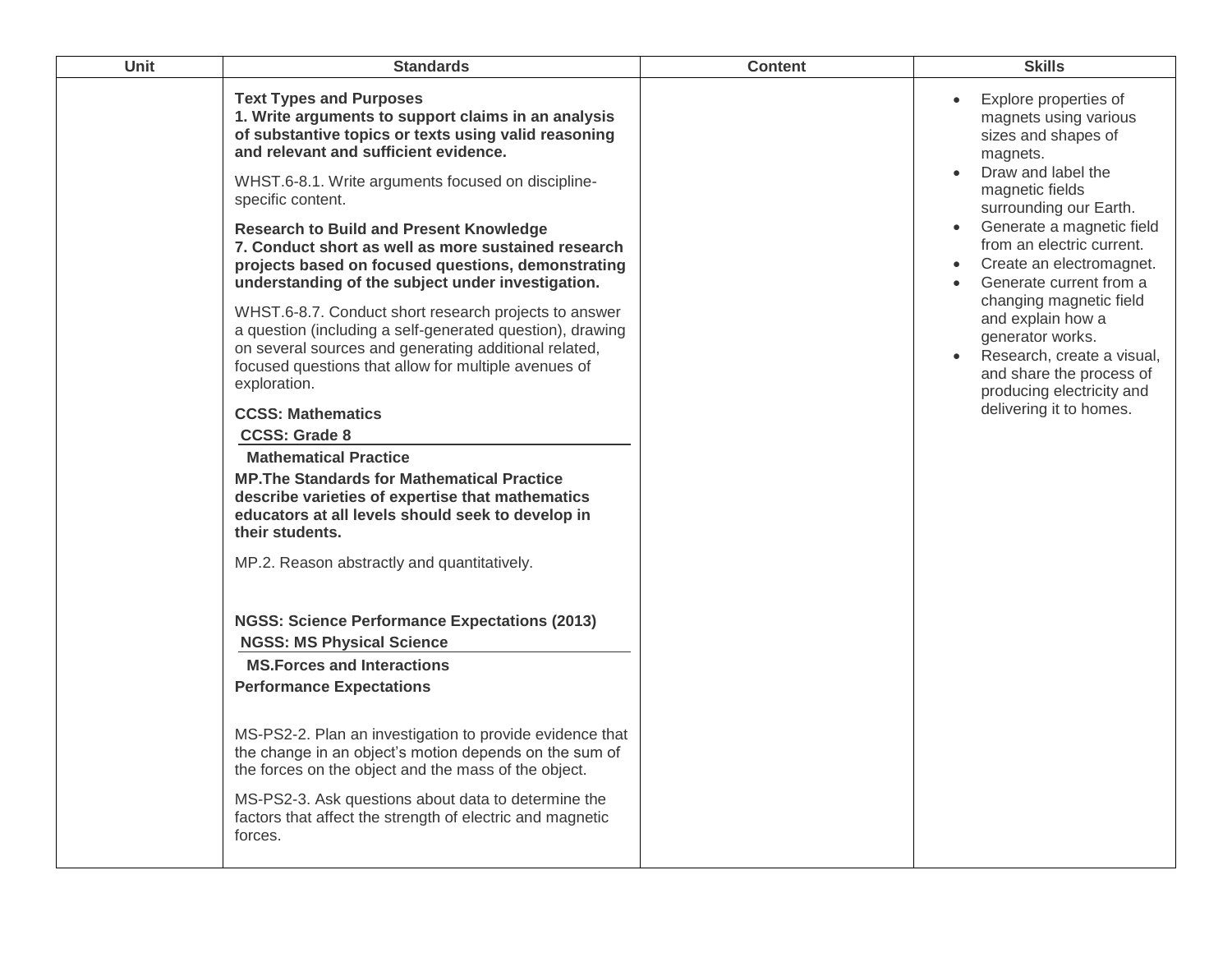| Unit | Standards | Content | Skills |
| --- | --- | --- | --- |
| | **Text Types and Purposes**<br>**1. Write arguments to support claims in an analysis of substantive topics or texts using valid reasoning and relevant and sufficient evidence.**<br><br>WHST.6-8.1. Write arguments focused on discipline-specific content.<br><br>**Research to Build and Present Knowledge**<br>**7. Conduct short as well as more sustained research projects based on focused questions, demonstrating understanding of the subject under investigation.**<br><br>WHST.6-8.7. Conduct short research projects to answer a question (including a self-generated question), drawing on several sources and generating additional related, focused questions that allow for multiple avenues of exploration.<br><br>**CCSS: Mathematics**<br>**CCSS: Grade 8**<br>**Mathematical Practice**<br>**MP.The Standards for Mathematical Practice describe varieties of expertise that mathematics educators at all levels should seek to develop in their students.**<br><br>MP.2. Reason abstractly and quantitatively.<br><br>**NGSS: Science Performance Expectations (2013)**<br>**NGSS: MS Physical Science**<br>**MS.Forces and Interactions**<br>**Performance Expectations**<br><br>MS-PS2-2. Plan an investigation to provide evidence that the change in an object's motion depends on the sum of the forces on the object and the mass of the object.<br><br>MS-PS2-3. Ask questions about data to determine the factors that affect the strength of electric and magnetic forces. | | • Explore properties of magnets using various sizes and shapes of magnets.<br>• Draw and label the magnetic fields surrounding our Earth.<br>• Generate a magnetic field from an electric current.<br>• Create an electromagnet.<br>• Generate current from a changing magnetic field and explain how a generator works.<br>• Research, create a visual, and share the process of producing electricity and delivering it to homes. |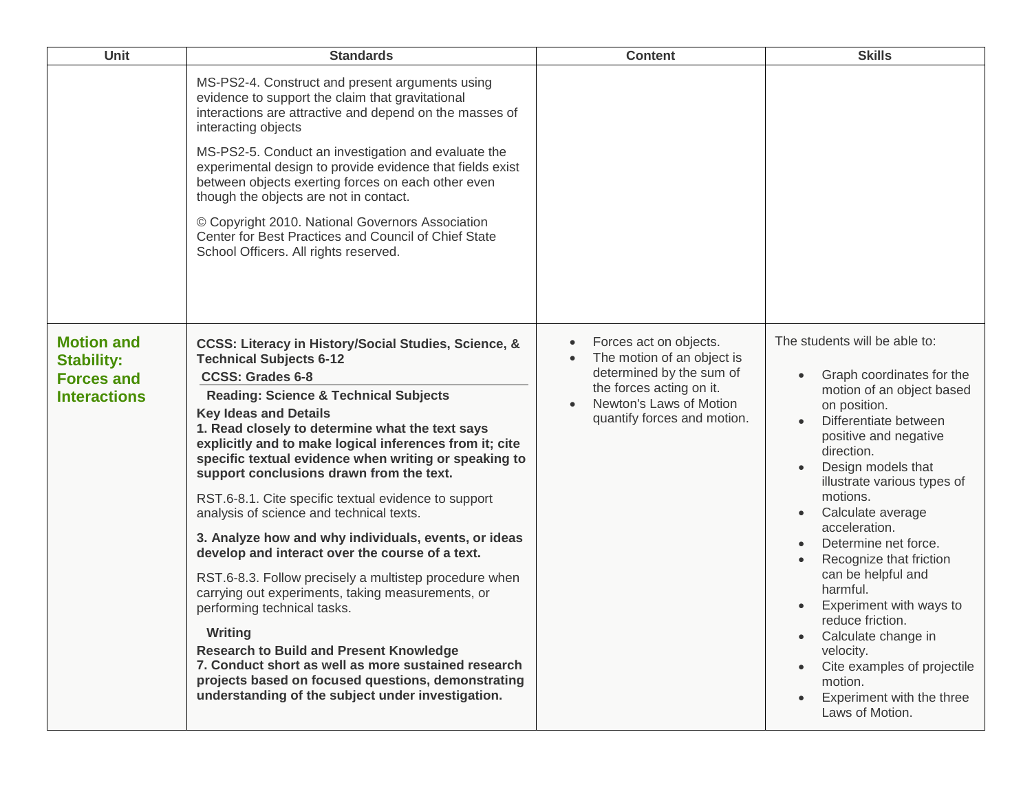| Unit | Standards | Content | Skills |
|---|---|---|---|
| | MS-PS2-4. Construct and present arguments using evidence to support the claim that gravitational interactions are attractive and depend on the masses of interacting objects<br><br>MS-PS2-5. Conduct an investigation and evaluate the experimental design to provide evidence that fields exist between objects exerting forces on each other even though the objects are not in contact.<br><br>© Copyright 2010. National Governors Association Center for Best Practices and Council of Chief State School Officers. All rights reserved. | | |
| **Motion and Stability: Forces and Interactions** | **CCSS: Literacy in History/Social Studies, Science, & Technical Subjects 6-12**<br>**CCSS: Grades 6-8**<br>**Reading: Science & Technical Subjects**<br>**Key Ideas and Details**<br>**1. Read closely to determine what the text says explicitly and to make logical inferences from it; cite specific textual evidence when writing or speaking to support conclusions drawn from the text.**<br><br>RST.6-8.1. Cite specific textual evidence to support analysis of science and technical texts.<br><br>**3. Analyze how and why individuals, events, or ideas develop and interact over the course of a text.**<br><br>RST.6-8.3. Follow precisely a multistep procedure when carrying out experiments, taking measurements, or performing technical tasks.<br><br>**Writing**<br>**Research to Build and Present Knowledge**<br>**7. Conduct short as well as more sustained research projects based on focused questions, demonstrating understanding of the subject under investigation.** | • Forces act on objects.<br>• The motion of an object is determined by the sum of the forces acting on it.<br>• Newton's Laws of Motion quantify forces and motion. | The students will be able to:<br><br>• Graph coordinates for the motion of an object based on position.<br>• Differentiate between positive and negative direction.<br>• Design models that illustrate various types of motions.<br>• Calculate average acceleration.<br>• Determine net force.<br>• Recognize that friction can be helpful and harmful.<br>• Experiment with ways to reduce friction.<br>• Calculate change in velocity.<br>• Cite examples of projectile motion.<br>• Experiment with the three Laws of Motion. |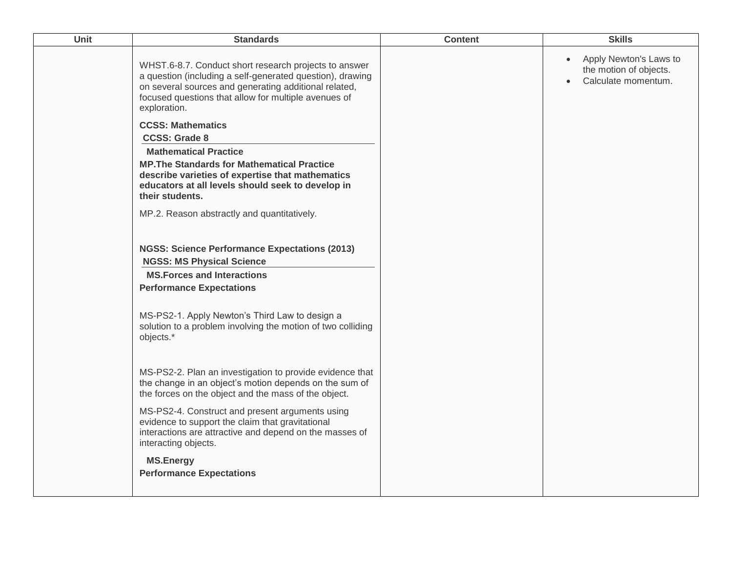| Unit | Standards | Content | Skills |
| --- | --- | --- | --- |
| | WHST.6-8.7. Conduct short research projects to answer a question (including a self-generated question), drawing on several sources and generating additional related, focused questions that allow for multiple avenues of exploration.<br><br>**CCSS: Mathematics**<br>**CCSS: Grade 8**<br>**Mathematical Practice**<br>**MP.The Standards for Mathematical Practice describe varieties of expertise that mathematics educators at all levels should seek to develop in their students.**<br><br>MP.2. Reason abstractly and quantitatively.<br><br>**NGSS: Science Performance Expectations (2013)**<br>**NGSS: MS Physical Science**<br>**MS.Forces and Interactions**<br>**Performance Expectations**<br><br>MS-PS2-1. Apply Newton's Third Law to design a solution to a problem involving the motion of two colliding objects.*<br><br>MS-PS2-2. Plan an investigation to provide evidence that the change in an object's motion depends on the sum of the forces on the object and the mass of the object.<br><br>MS-PS2-4. Construct and present arguments using evidence to support the claim that gravitational interactions are attractive and depend on the masses of interacting objects.<br><br>**MS.Energy**<br>**Performance Expectations** | | • Apply Newton's Laws to the motion of objects.<br>• Calculate momentum. |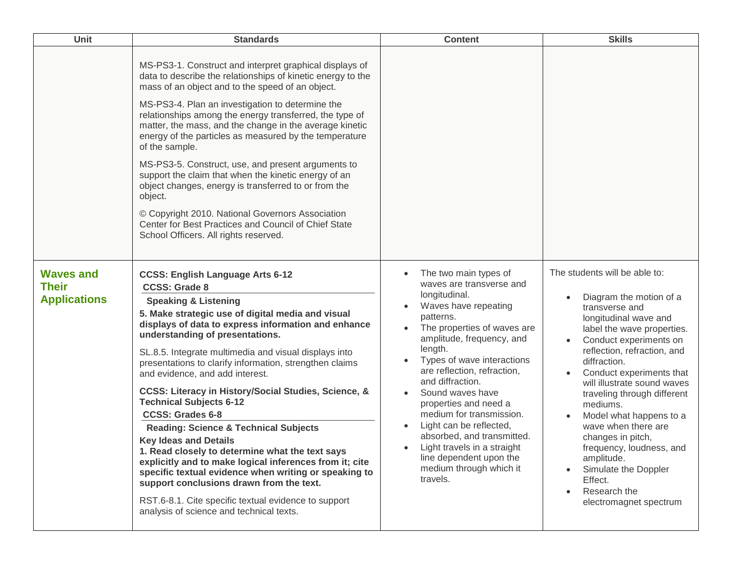| Unit | Standards | Content | Skills |
|---|---|---|---|
| | MS-PS3-1. Construct and interpret graphical displays of data to describe the relationships of kinetic energy to the mass of an object and to the speed of an object.<br><br>MS-PS3-4. Plan an investigation to determine the relationships among the energy transferred, the type of matter, the mass, and the change in the average kinetic energy of the particles as measured by the temperature of the sample.<br><br>MS-PS3-5. Construct, use, and present arguments to support the claim that when the kinetic energy of an object changes, energy is transferred to or from the object.<br><br>© Copyright 2010. National Governors Association Center for Best Practices and Council of Chief State School Officers. All rights reserved. | | |
| **Waves and Their Applications** | **CCSS: English Language Arts 6-12**<br>**CCSS: Grade 8**<br>**Speaking & Listening**<br>**5. Make strategic use of digital media and visual displays of data to express information and enhance understanding of presentations.**<br><br>SL.8.5. Integrate multimedia and visual displays into presentations to clarify information, strengthen claims and evidence, and add interest.<br><br>**CCSS: Literacy in History/Social Studies, Science, & Technical Subjects 6-12**<br>**CCSS: Grades 6-8**<br>**Reading: Science & Technical Subjects**<br>**Key Ideas and Details**<br>**1. Read closely to determine what the text says explicitly and to make logical inferences from it; cite specific textual evidence when writing or speaking to support conclusions drawn from the text.**<br><br>RST.6-8.1. Cite specific textual evidence to support analysis of science and technical texts. | • The two main types of waves are transverse and longitudinal.<br>• Waves have repeating patterns.<br>• The properties of waves are amplitude, frequency, and length.<br>• Types of wave interactions are reflection, refraction, and diffraction.<br>• Sound waves have properties and need a medium for transmission.<br>• Light can be reflected, absorbed, and transmitted.<br>• Light travels in a straight line dependent upon the medium through which it travels. | The students will be able to:<br><br>• Diagram the motion of a transverse and longitudinal wave and label the wave properties.<br>• Conduct experiments on reflection, refraction, and diffraction.<br>• Conduct experiments that will illustrate sound waves traveling through different mediums.<br>• Model what happens to a wave when there are changes in pitch, frequency, loudness, and amplitude.<br>• Simulate the Doppler Effect.<br>• Research the electromagnet spectrum |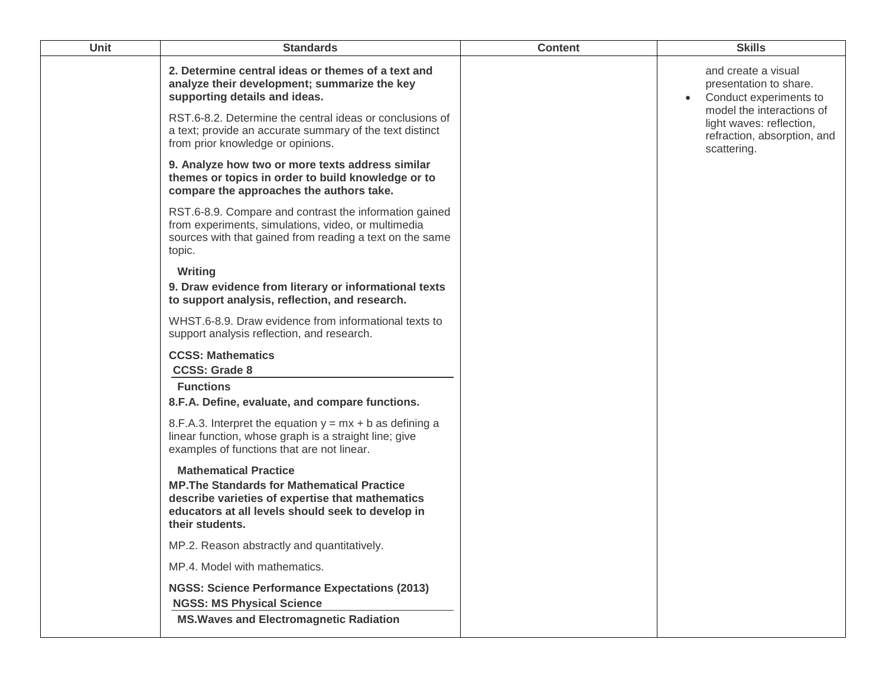| Unit | Standards | Content | Skills |
|---|---|---|---|
| | **2. Determine central ideas or themes of a text and analyze their development; summarize the key supporting details and ideas.**<br><br>RST.6-8.2. Determine the central ideas or conclusions of a text; provide an accurate summary of the text distinct from prior knowledge or opinions.<br><br>**9. Analyze how two or more texts address similar themes or topics in order to build knowledge or to compare the approaches the authors take.**<br><br>RST.6-8.9. Compare and contrast the information gained from experiments, simulations, video, or multimedia sources with that gained from reading a text on the same topic.<br><br>**Writing**<br>**9. Draw evidence from literary or informational texts to support analysis, reflection, and research.**<br><br>WHST.6-8.9. Draw evidence from informational texts to support analysis reflection, and research.<br><br>**CCSS: Mathematics**<br>**CCSS: Grade 8**<br>**Functions**<br>**8.F.A. Define, evaluate, and compare functions.**<br><br>8.F.A.3. Interpret the equation $y = mx + b$ as defining a linear function, whose graph is a straight line; give examples of functions that are not linear.<br><br>**Mathematical Practice**<br>**MP.The Standards for Mathematical Practice describe varieties of expertise that mathematics educators at all levels should seek to develop in their students.**<br><br>MP.2. Reason abstractly and quantitatively.<br><br>MP.4. Model with mathematics.<br><br>**NGSS: Science Performance Expectations (2013)**<br>**NGSS: MS Physical Science**<br>**MS.Waves and Electromagnetic Radiation** | | and create a visual presentation to share.<br>• Conduct experiments to model the interactions of light waves: reflection, refraction, absorption, and scattering. |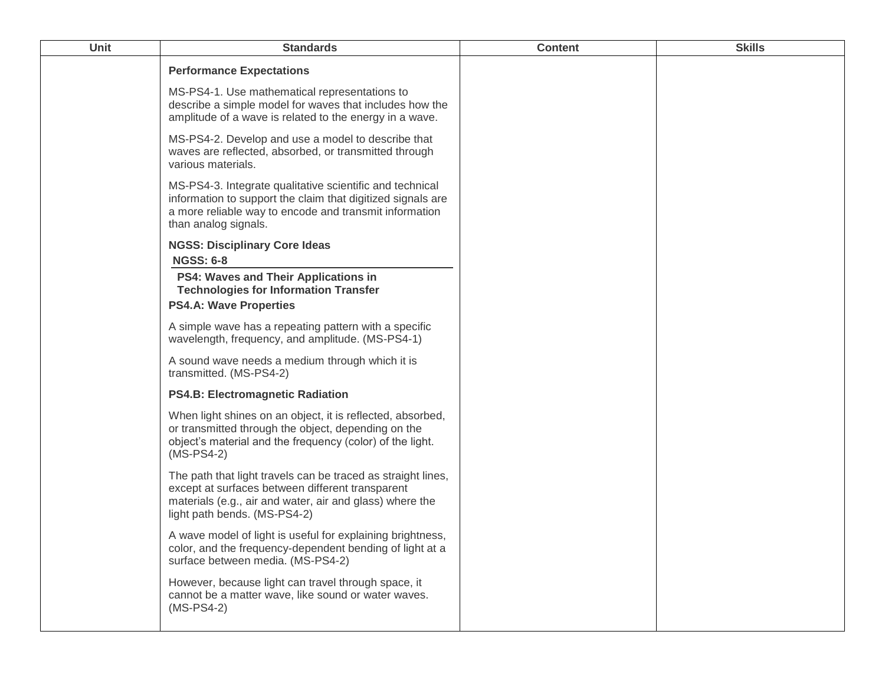| Unit | Standards | Content | Skills |
|---|---|---|---|
| | **Performance Expectations**<br><br>MS-PS4-1. Use mathematical representations to describe a simple model for waves that includes how the amplitude of a wave is related to the energy in a wave.<br><br>MS-PS4-2. Develop and use a model to describe that waves are reflected, absorbed, or transmitted through various materials.<br><br>MS-PS4-3. Integrate qualitative scientific and technical information to support the claim that digitized signals are a more reliable way to encode and transmit information than analog signals.<br><br>**NGSS: Disciplinary Core Ideas**<br>**NGSS: 6-8**<br>**PS4: Waves and Their Applications in Technologies for Information Transfer**<br>**PS4.A: Wave Properties**<br><br>A simple wave has a repeating pattern with a specific wavelength, frequency, and amplitude. (MS-PS4-1)<br><br>A sound wave needs a medium through which it is transmitted. (MS-PS4-2)<br><br>**PS4.B: Electromagnetic Radiation**<br><br>When light shines on an object, it is reflected, absorbed, or transmitted through the object, depending on the object's material and the frequency (color) of the light. (MS-PS4-2)<br><br>The path that light travels can be traced as straight lines, except at surfaces between different transparent materials (e.g., air and water, air and glass) where the light path bends. (MS-PS4-2)<br><br>A wave model of light is useful for explaining brightness, color, and the frequency-dependent bending of light at a surface between media. (MS-PS4-2)<br><br>However, because light can travel through space, it cannot be a matter wave, like sound or water waves. (MS-PS4-2) | | |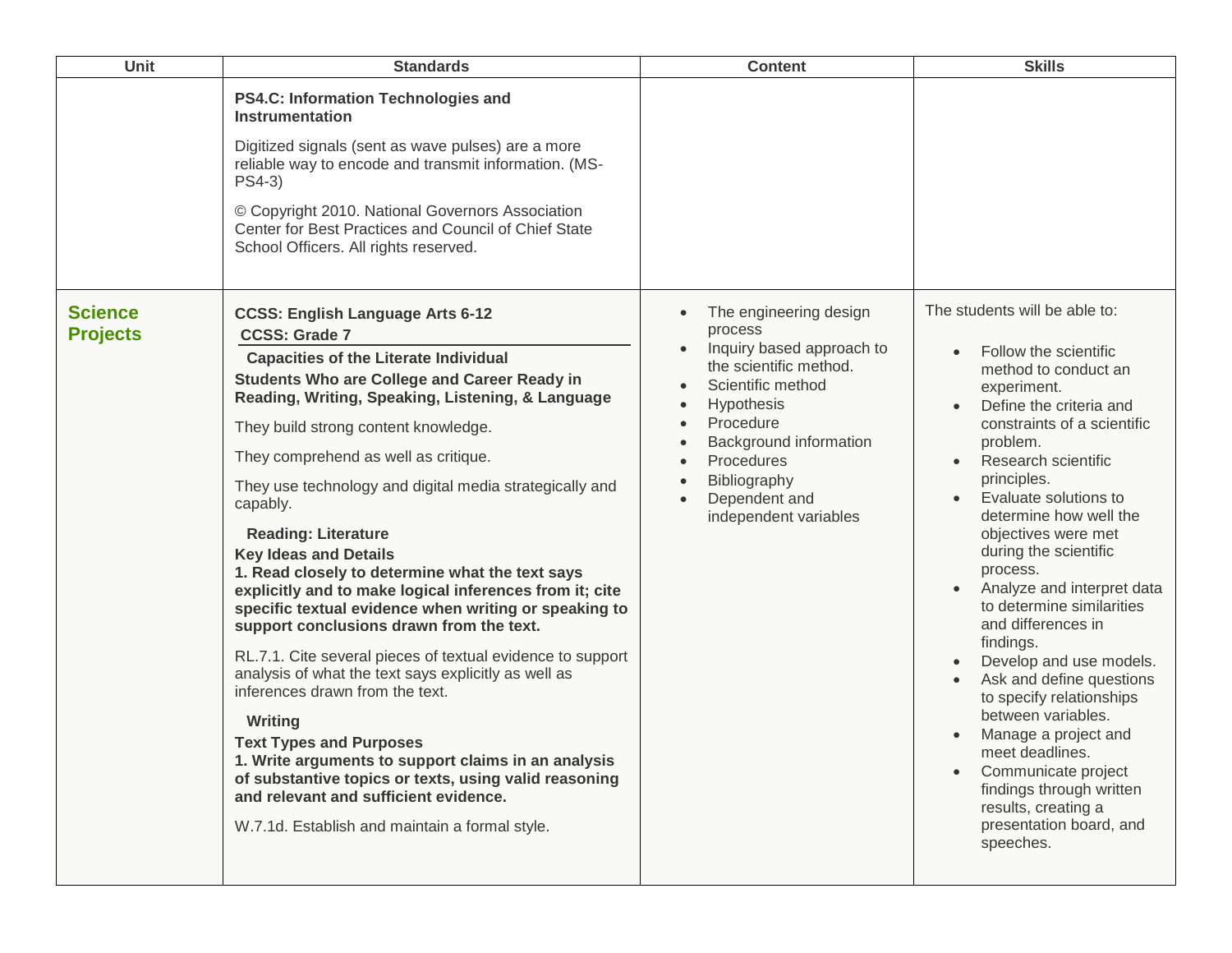| Unit | Standards | Content | Skills |
|---|---|---|---|
| | **PS4.C: Information Technologies and Instrumentation**<br><br>Digitized signals (sent as wave pulses) are a more reliable way to encode and transmit information. (MS-PS4-3)<br><br>© Copyright 2010. National Governors Association Center for Best Practices and Council of Chief State School Officers. All rights reserved. | | |
| **Science Projects** | **CCSS: English Language Arts 6-12**<br>**CCSS: Grade 7**<br>**Capacities of the Literate Individual**<br>**Students Who are College and Career Ready in Reading, Writing, Speaking, Listening, & Language**<br><br>They build strong content knowledge.<br><br>They comprehend as well as critique.<br><br>They use technology and digital media strategically and capably.<br><br>**Reading: Literature**<br>**Key Ideas and Details**<br>**1. Read closely to determine what the text says explicitly and to make logical inferences from it; cite specific textual evidence when writing or speaking to support conclusions drawn from the text.**<br><br>RL.7.1. Cite several pieces of textual evidence to support analysis of what the text says explicitly as well as inferences drawn from the text.<br><br>**Writing**<br>**Text Types and Purposes**<br>**1. Write arguments to support claims in an analysis of substantive topics or texts, using valid reasoning and relevant and sufficient evidence.**<br><br>W.7.1d. Establish and maintain a formal style. | • The engineering design process<br>• Inquiry based approach to the scientific method.<br>• Scientific method<br>• Hypothesis<br>• Procedure<br>• Background information<br>• Procedures<br>• Bibliography<br>• Dependent and independent variables | The students will be able to:<br><br>• Follow the scientific method to conduct an experiment.<br>• Define the criteria and constraints of a scientific problem.<br>• Research scientific principles.<br>• Evaluate solutions to determine how well the objectives were met during the scientific process.<br>• Analyze and interpret data to determine similarities and differences in findings.<br>• Develop and use models.<br>• Ask and define questions to specify relationships between variables.<br>• Manage a project and meet deadlines.<br>• Communicate project findings through written results, creating a presentation board, and speeches. |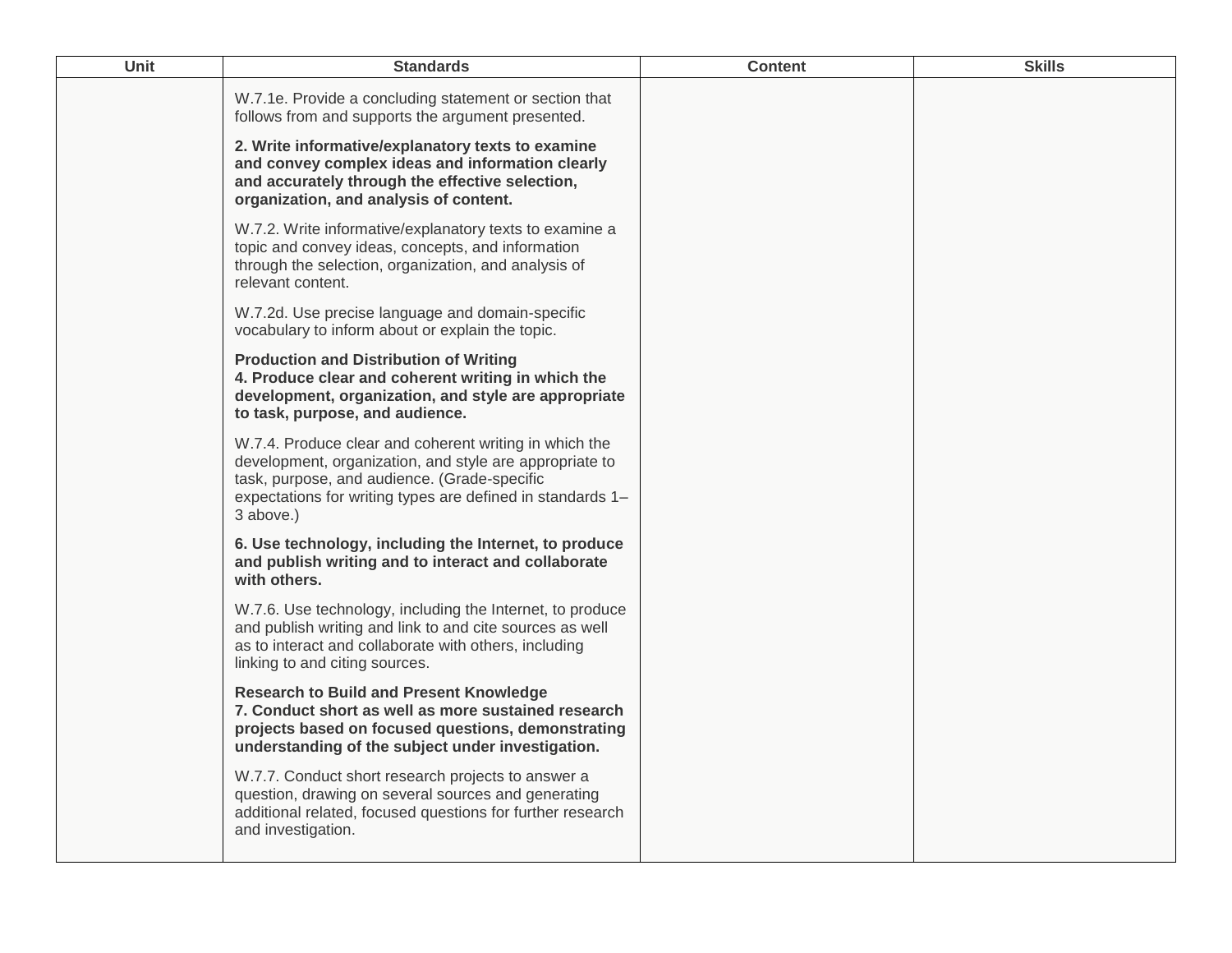| Unit | Standards | Content | Skills |
|---|---|---|---|
| | W.7.1e. Provide a concluding statement or section that follows from and supports the argument presented.<br><br>**2. Write informative/explanatory texts to examine and convey complex ideas and information clearly and accurately through the effective selection, organization, and analysis of content.**<br><br>W.7.2. Write informative/explanatory texts to examine a topic and convey ideas, concepts, and information through the selection, organization, and analysis of relevant content.<br><br>W.7.2d. Use precise language and domain-specific vocabulary to inform about or explain the topic.<br><br>**Production and Distribution of Writing**<br>**4. Produce clear and coherent writing in which the development, organization, and style are appropriate to task, purpose, and audience.**<br><br>W.7.4. Produce clear and coherent writing in which the development, organization, and style are appropriate to task, purpose, and audience. (Grade-specific expectations for writing types are defined in standards 1–3 above.)<br><br>**6. Use technology, including the Internet, to produce and publish writing and to interact and collaborate with others.**<br><br>W.7.6. Use technology, including the Internet, to produce and publish writing and link to and cite sources as well as to interact and collaborate with others, including linking to and citing sources.<br><br>**Research to Build and Present Knowledge**<br>**7. Conduct short as well as more sustained research projects based on focused questions, demonstrating understanding of the subject under investigation.**<br><br>W.7.7. Conduct short research projects to answer a question, drawing on several sources and generating additional related, focused questions for further research and investigation. | | |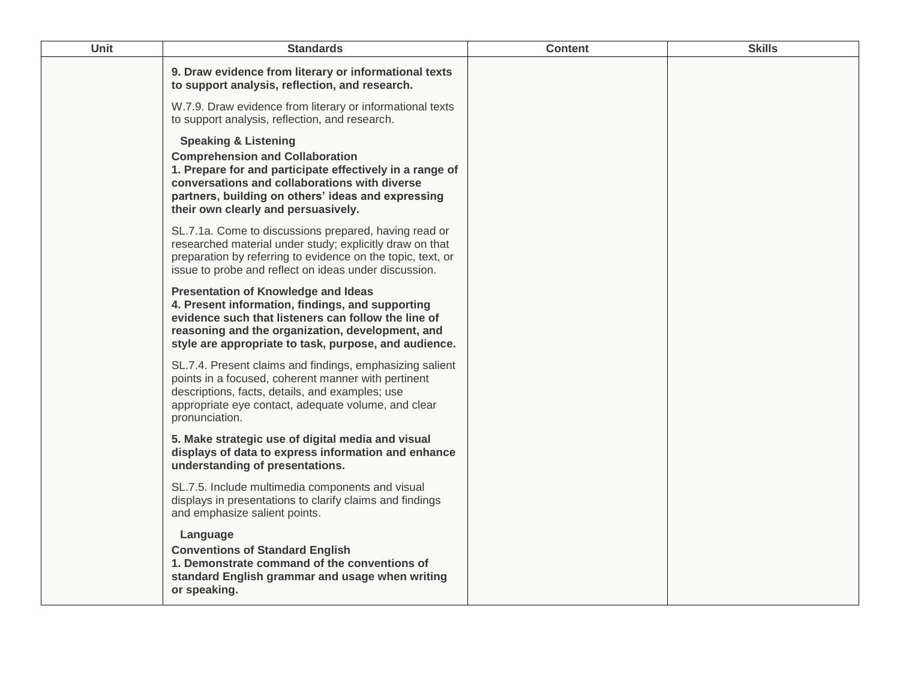| Unit | Standards | Content | Skills |
|---|---|---|---|
| | **9. Draw evidence from literary or informational texts to support analysis, reflection, and research.**<br><br>W.7.9. Draw evidence from literary or informational texts to support analysis, reflection, and research.<br><br>**Speaking & Listening**<br>**Comprehension and Collaboration**<br>**1. Prepare for and participate effectively in a range of conversations and collaborations with diverse partners, building on others' ideas and expressing their own clearly and persuasively.**<br><br>SL.7.1a. Come to discussions prepared, having read or researched material under study; explicitly draw on that preparation by referring to evidence on the topic, text, or issue to probe and reflect on ideas under discussion.<br><br>**Presentation of Knowledge and Ideas**<br>**4. Present information, findings, and supporting evidence such that listeners can follow the line of reasoning and the organization, development, and style are appropriate to task, purpose, and audience.**<br><br>SL.7.4. Present claims and findings, emphasizing salient points in a focused, coherent manner with pertinent descriptions, facts, details, and examples; use appropriate eye contact, adequate volume, and clear pronunciation.<br><br>**5. Make strategic use of digital media and visual displays of data to express information and enhance understanding of presentations.**<br><br>SL.7.5. Include multimedia components and visual displays in presentations to clarify claims and findings and emphasize salient points.<br><br>**Language**<br>**Conventions of Standard English**<br>**1. Demonstrate command of the conventions of standard English grammar and usage when writing or speaking.** | | |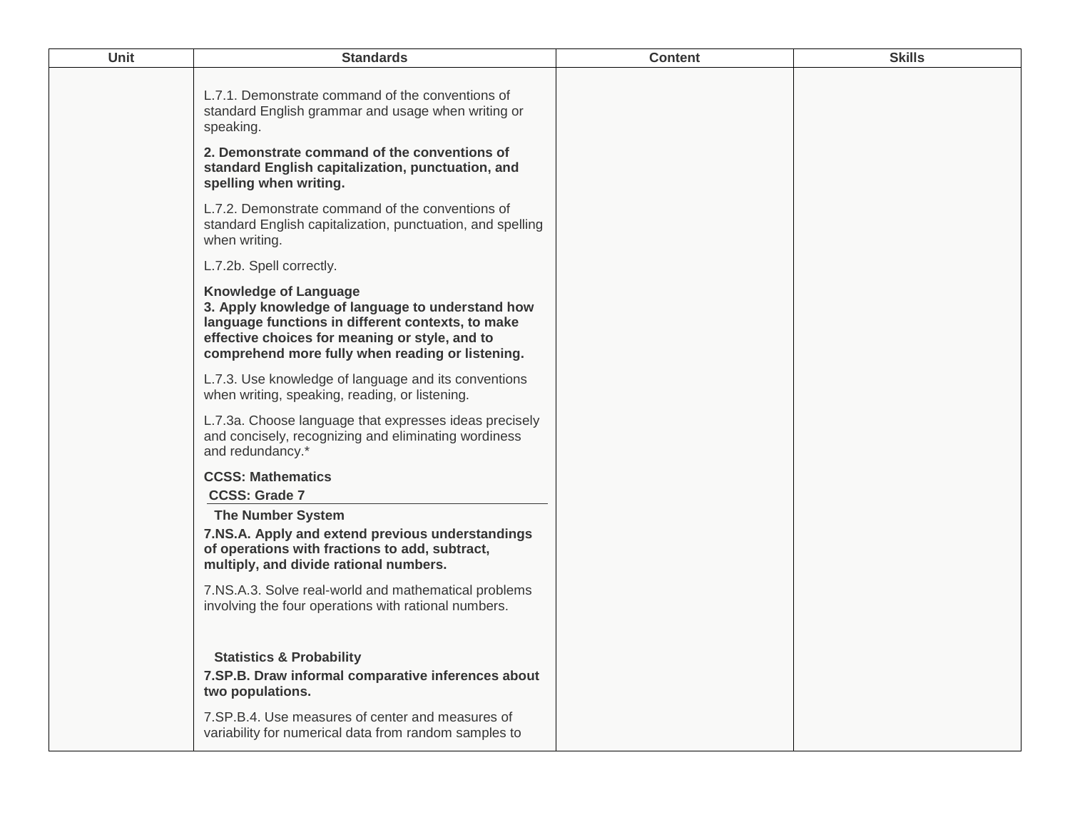| Unit | Standards | Content | Skills |
|---|---|---|---|
| | L.7.1. Demonstrate command of the conventions of standard English grammar and usage when writing or speaking.<br><br>**2. Demonstrate command of the conventions of standard English capitalization, punctuation, and spelling when writing.**<br><br>L.7.2. Demonstrate command of the conventions of standard English capitalization, punctuation, and spelling when writing.<br><br>L.7.2b. Spell correctly.<br><br>**Knowledge of Language**<br>**3. Apply knowledge of language to understand how language functions in different contexts, to make effective choices for meaning or style, and to comprehend more fully when reading or listening.**<br><br>L.7.3. Use knowledge of language and its conventions when writing, speaking, reading, or listening.<br><br>L.7.3a. Choose language that expresses ideas precisely and concisely, recognizing and eliminating wordiness and redundancy.*<br><br>**CCSS: Mathematics**<br>**CCSS: Grade 7**<br>**The Number System**<br>**7.NS.A. Apply and extend previous understandings of operations with fractions to add, subtract, multiply, and divide rational numbers.**<br><br>7.NS.A.3. Solve real-world and mathematical problems involving the four operations with rational numbers.<br><br>**Statistics & Probability**<br>**7.SP.B. Draw informal comparative inferences about two populations.**<br><br>7.SP.B.4. Use measures of center and measures of variability for numerical data from random samples to | | |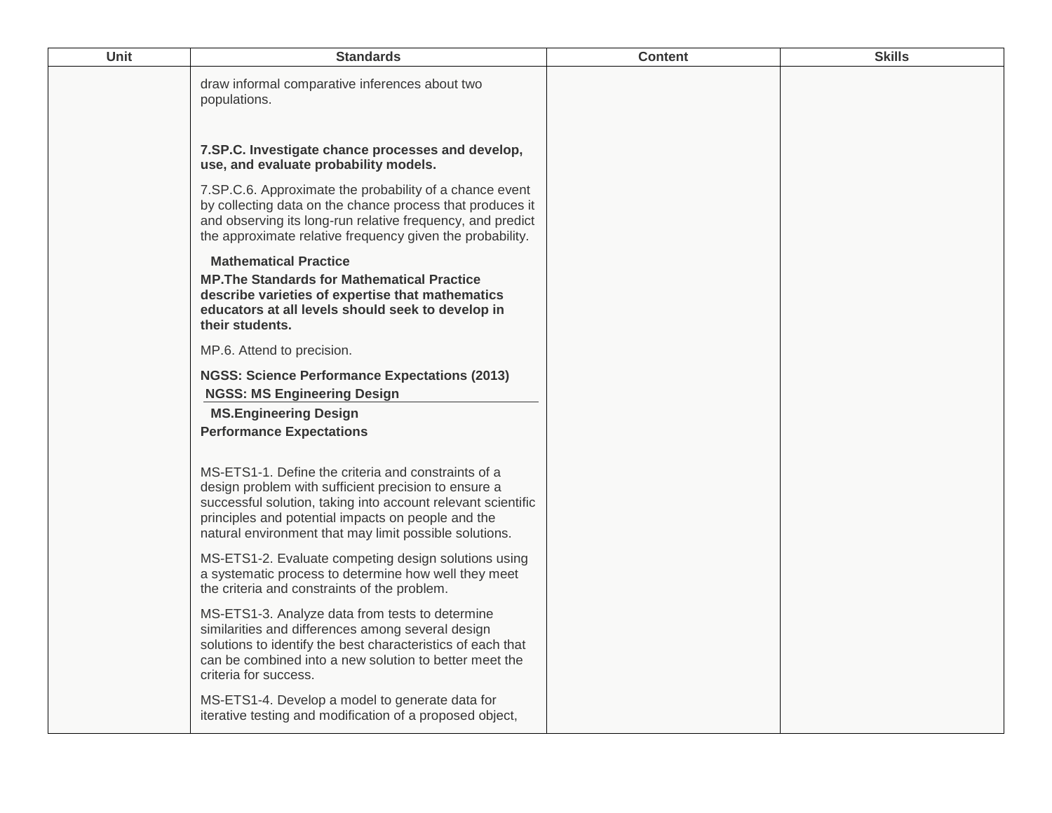| Unit | Standards | Content | Skills |
| --- | --- | --- | --- |
| | draw informal comparative inferences about two populations.<br><br>**7.SP.C. Investigate chance processes and develop, use, and evaluate probability models.**<br><br>7.SP.C.6. Approximate the probability of a chance event by collecting data on the chance process that produces it and observing its long-run relative frequency, and predict the approximate relative frequency given the probability.<br><br>**Mathematical Practice**<br>**MP.The Standards for Mathematical Practice describe varieties of expertise that mathematics educators at all levels should seek to develop in their students.**<br><br>MP.6. Attend to precision.<br><br>**NGSS: Science Performance Expectations (2013)**<br>**NGSS: MS Engineering Design**<br>**MS.Engineering Design**<br>**Performance Expectations**<br><br>MS-ETS1-1. Define the criteria and constraints of a design problem with sufficient precision to ensure a successful solution, taking into account relevant scientific principles and potential impacts on people and the natural environment that may limit possible solutions.<br><br>MS-ETS1-2. Evaluate competing design solutions using a systematic process to determine how well they meet the criteria and constraints of the problem.<br><br>MS-ETS1-3. Analyze data from tests to determine similarities and differences among several design solutions to identify the best characteristics of each that can be combined into a new solution to better meet the criteria for success.<br><br>MS-ETS1-4. Develop a model to generate data for iterative testing and modification of a proposed object, | | |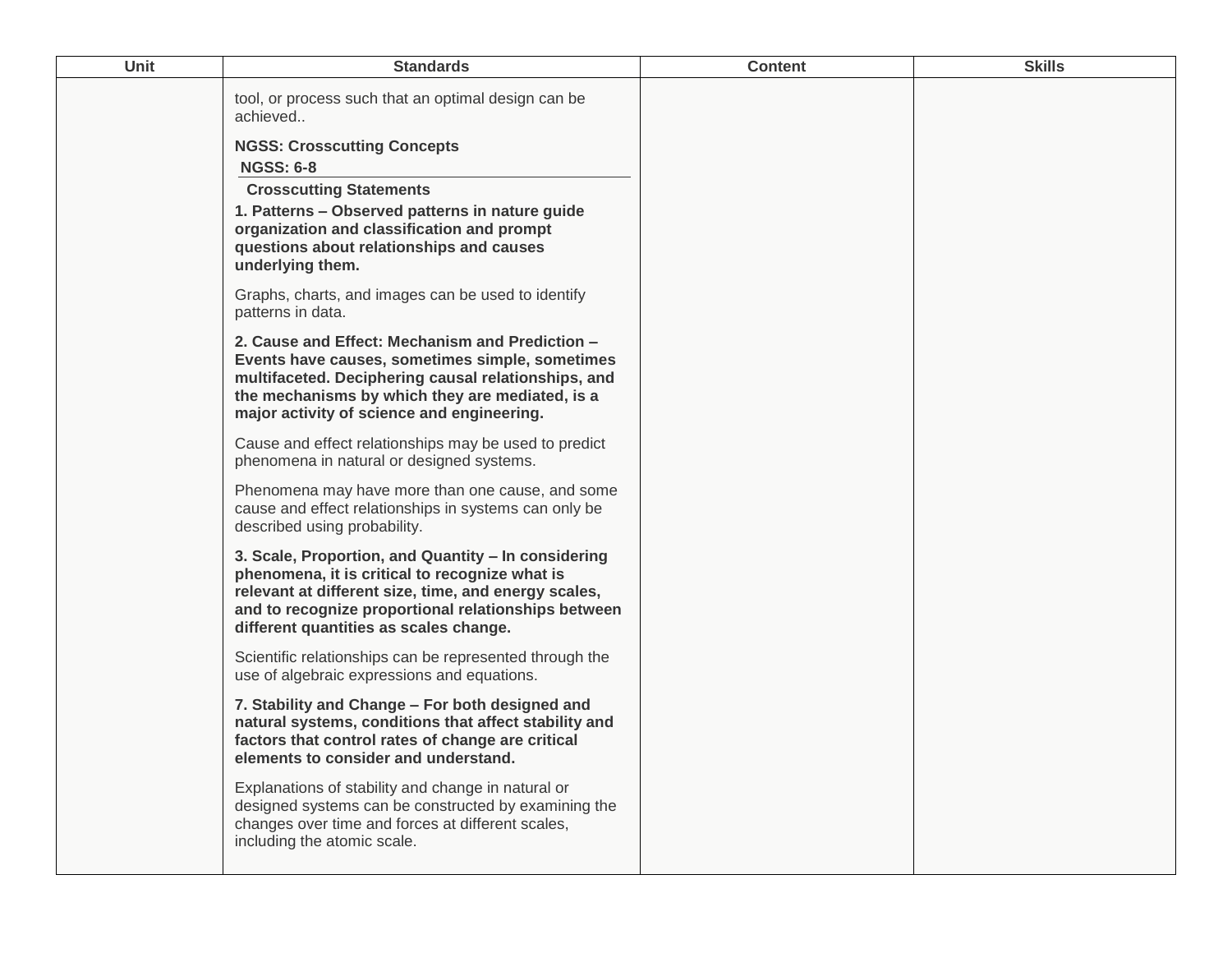| Unit | Standards | Content | Skills |
|---|---|---|---|
| | tool, or process such that an optimal design can be achieved..<br><br>**NGSS: Crosscutting Concepts**<br>**NGSS: 6-8**<br>**Crosscutting Statements**<br>**1. Patterns – Observed patterns in nature guide organization and classification and prompt questions about relationships and causes underlying them.**<br><br>Graphs, charts, and images can be used to identify patterns in data.<br><br>**2. Cause and Effect: Mechanism and Prediction – Events have causes, sometimes simple, sometimes multifaceted. Deciphering causal relationships, and the mechanisms by which they are mediated, is a major activity of science and engineering.**<br><br>Cause and effect relationships may be used to predict phenomena in natural or designed systems.<br><br>Phenomena may have more than one cause, and some cause and effect relationships in systems can only be described using probability.<br><br>**3. Scale, Proportion, and Quantity – In considering phenomena, it is critical to recognize what is relevant at different size, time, and energy scales, and to recognize proportional relationships between different quantities as scales change.**<br><br>Scientific relationships can be represented through the use of algebraic expressions and equations.<br><br>**7. Stability and Change – For both designed and natural systems, conditions that affect stability and factors that control rates of change are critical elements to consider and understand.**<br><br>Explanations of stability and change in natural or designed systems can be constructed by examining the changes over time and forces at different scales, including the atomic scale. | | |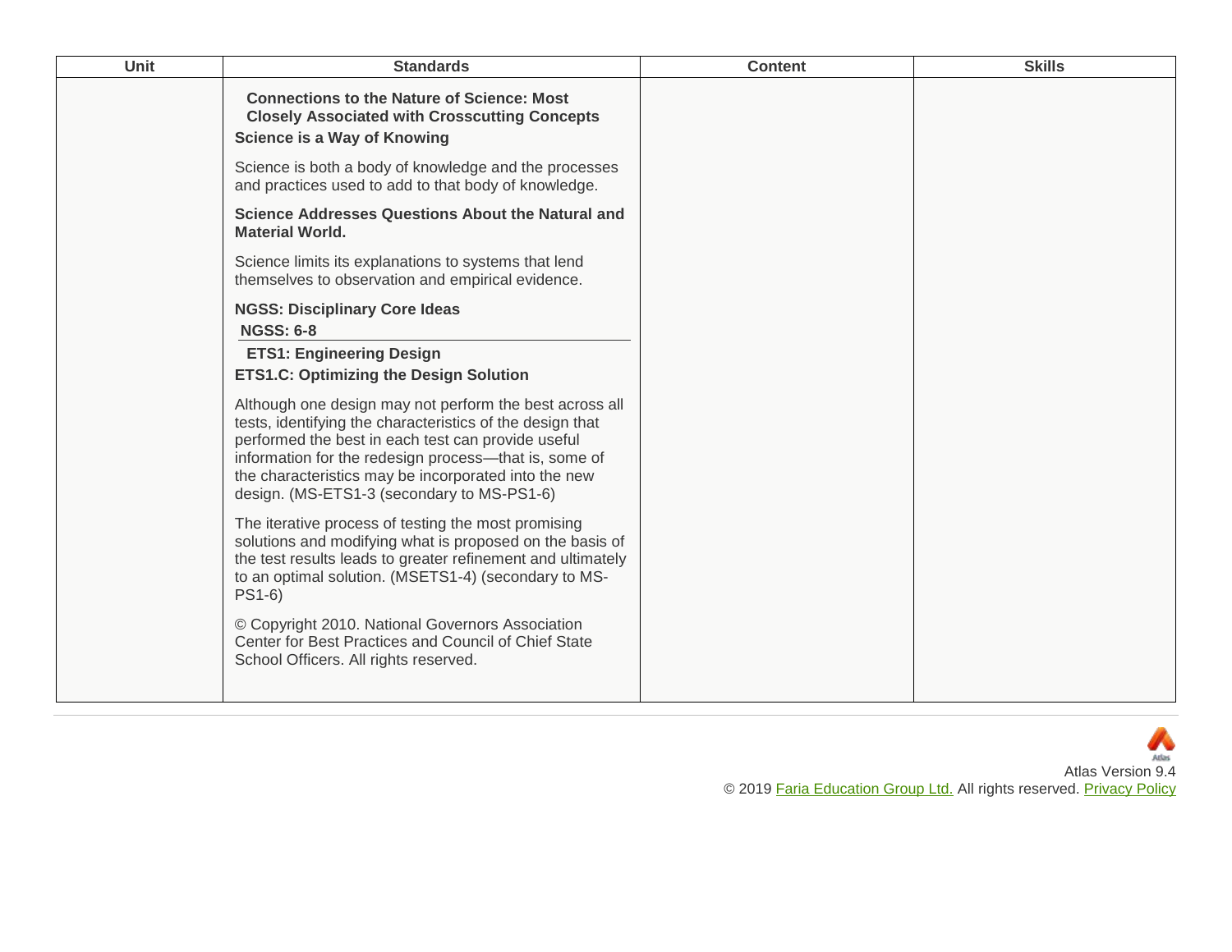| Unit | Standards | Content | Skills |
|---|---|---|---|
| | **Connections to the Nature of Science: Most Closely Associated with Crosscutting Concepts** <br> **Science is a Way of Knowing** <br><br> Science is both a body of knowledge and the processes and practices used to add to that body of knowledge. <br><br> **Science Addresses Questions About the Natural and Material World.** <br><br> Science limits its explanations to systems that lend themselves to observation and empirical evidence. <br><br> **NGSS: Disciplinary Core Ideas** <br> **NGSS: 6-8** <br> **ETS1: Engineering Design** <br> **ETS1.C: Optimizing the Design Solution** <br><br> Although one design may not perform the best across all tests, identifying the characteristics of the design that performed the best in each test can provide useful information for the redesign process—that is, some of the characteristics may be incorporated into the new design. (MS-ETS1-3 (secondary to MS-PS1-6) <br><br> The iterative process of testing the most promising solutions and modifying what is proposed on the basis of the test results leads to greater refinement and ultimately to an optimal solution. (MSETS1-4) (secondary to MS-PS1-6) <br><br> © Copyright 2010. National Governors Association Center for Best Practices and Council of Chief State School Officers. All rights reserved. | | |

Atlas Version 9.4
© 2019 Faria Education Group Ltd. All rights reserved. Privacy Policy